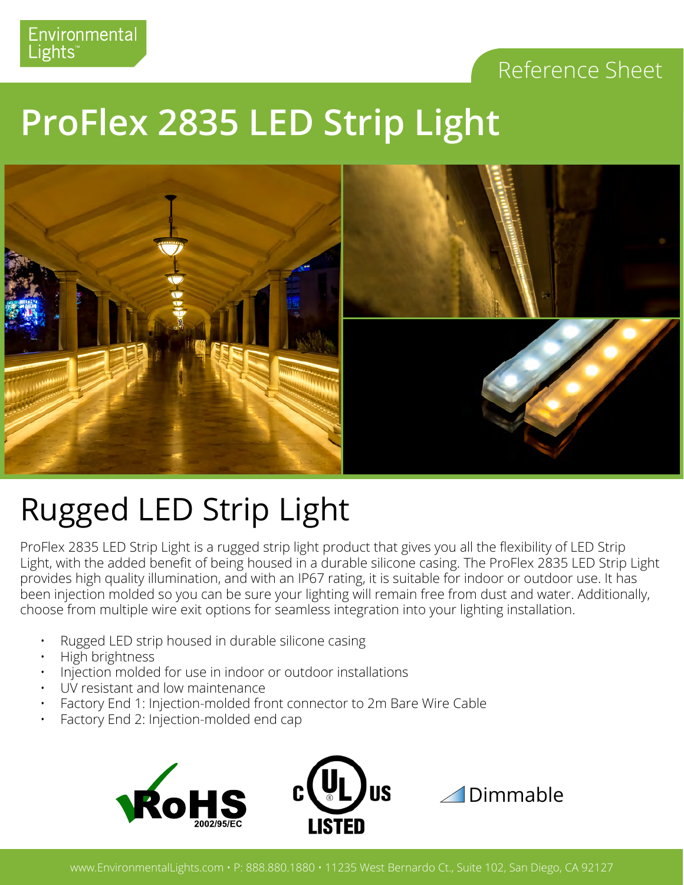Environmental Lights™

Reference Sheet

# ProFlex 2835 LED Strip Light

## Rugged LED Strip Light

ProFlex 2835 LED Strip Light is a rugged strip light product that gives you all the flexibility of LED Strip Light, with the added benefit of being housed in a durable silicone casing. The ProFlex 2835 LED Strip Light provides high quality illumination, and with an IP67 rating, it is suitable for indoor or outdoor use. It has been injection molded so you can be sure your lighting will remain free from dust and water. Additionally, choose from multiple wire exit options for seamless integration into your lighting installation.

- Rugged LED strip housed in durable silicone casing
- High brightness
- Injection molded for use in indoor or outdoor installations
- UV resistant and low maintenance
- Factory End 1: Injection-molded front connector to 2m Bare Wire Cable
- Factory End 2: Injection-molded end cap

RoHS 2002/95/EC

c UL us LISTED

Dimmable

www.EnvironmentalLights.com • P: 888.880.1880 • 11235 West Bernardo Ct., Suite 102, San Diego, CA 92127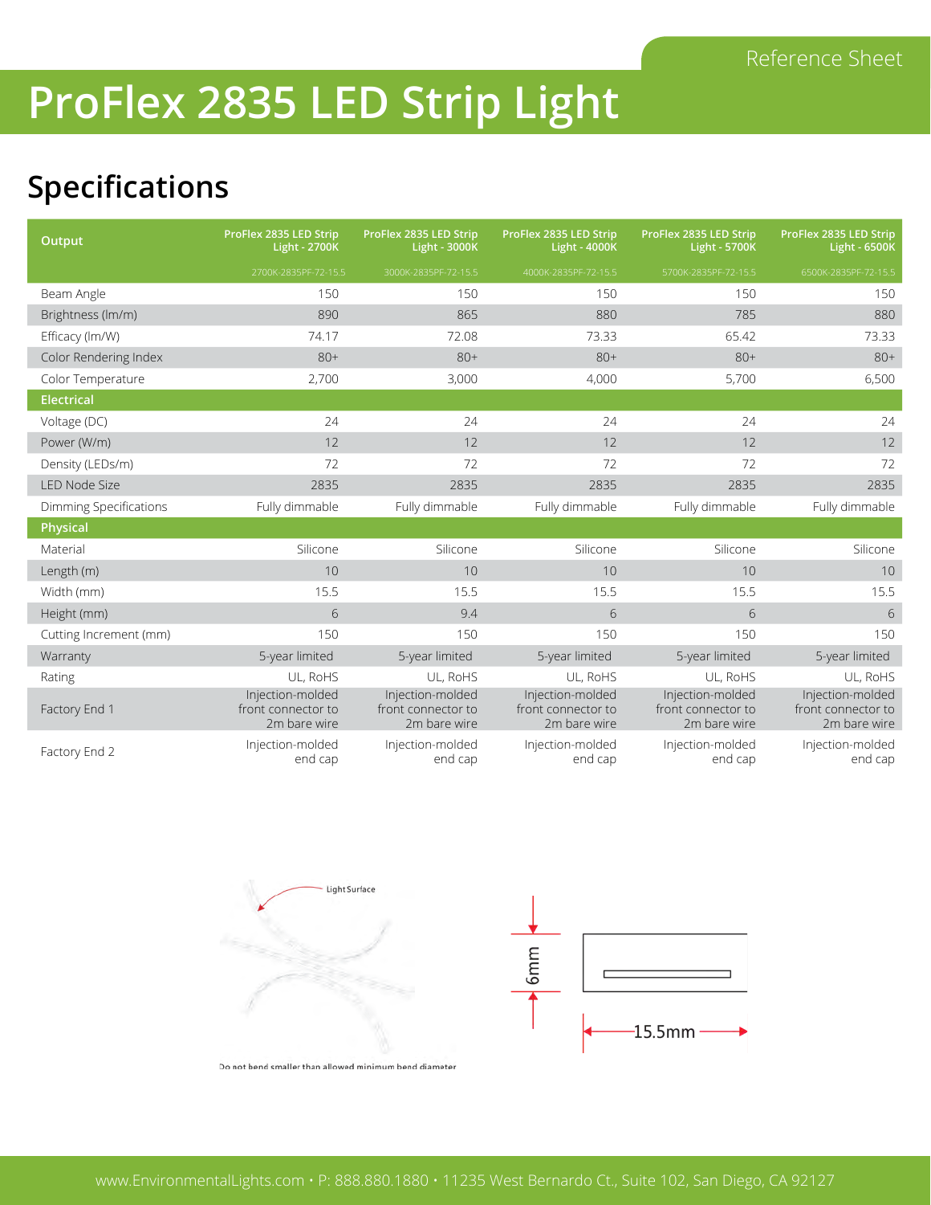# ProFlex 2835 LED Strip Light

Reference Sheet

## Specifications

| Output | ProFlex 2835 LED Strip Light - 2700K<br>2700K-2835PF-72-15.5 | ProFlex 2835 LED Strip Light - 3000K<br>3000K-2835PF-72-15.5 | ProFlex 2835 LED Strip Light - 4000K<br>4000K-2835PF-72-15.5 | ProFlex 2835 LED Strip Light - 5700K<br>5700K-2835PF-72-15.5 | ProFlex 2835 LED Strip Light - 6500K<br>6500K-2835PF-72-15.5 |
|---|---|---|---|---|---|
| Beam Angle | 150 | 150 | 150 | 150 | 150 |
| Brightness (lm/m) | 890 | 865 | 880 | 785 | 880 |
| Efficacy (lm/W) | 74.17 | 72.08 | 73.33 | 65.42 | 73.33 |
| Color Rendering Index | 80+ | 80+ | 80+ | 80+ | 80+ |
| Color Temperature | 2,700 | 3,000 | 4,000 | 5,700 | 6,500 |
| **Electrical** | | | | | |
| Voltage (DC) | 24 | 24 | 24 | 24 | 24 |
| Power (W/m) | 12 | 12 | 12 | 12 | 12 |
| Density (LEDs/m) | 72 | 72 | 72 | 72 | 72 |
| LED Node Size | 2835 | 2835 | 2835 | 2835 | 2835 |
| Dimming Specifications | Fully dimmable | Fully dimmable | Fully dimmable | Fully dimmable | Fully dimmable |
| **Physical** | | | | | |
| Material | Silicone | Silicone | Silicone | Silicone | Silicone |
| Length (m) | 10 | 10 | 10 | 10 | 10 |
| Width (mm) | 15.5 | 15.5 | 15.5 | 15.5 | 15.5 |
| Height (mm) | 6 | 9.4 | 6 | 6 | 6 |
| Cutting Increment (mm) | 150 | 150 | 150 | 150 | 150 |
| Warranty | 5-year limited | 5-year limited | 5-year limited | 5-year limited | 5-year limited |
| Rating | UL, RoHS | UL, RoHS | UL, RoHS | UL, RoHS | UL, RoHS |
| Factory End 1 | Injection-molded front connector to 2m bare wire | Injection-molded front connector to 2m bare wire | Injection-molded front connector to 2m bare wire | Injection-molded front connector to 2m bare wire | Injection-molded front connector to 2m bare wire |
| Factory End 2 | Injection-molded end cap | Injection-molded end cap | Injection-molded end cap | Injection-molded end cap | Injection-molded end cap |

Light Surface

Do not bend smaller than allowed minimum bend diameter

6mm

15.5mm

www.EnvironmentalLights.com • P: 888.880.1880 • 11235 West Bernardo Ct., Suite 102, San Diego, CA 92127